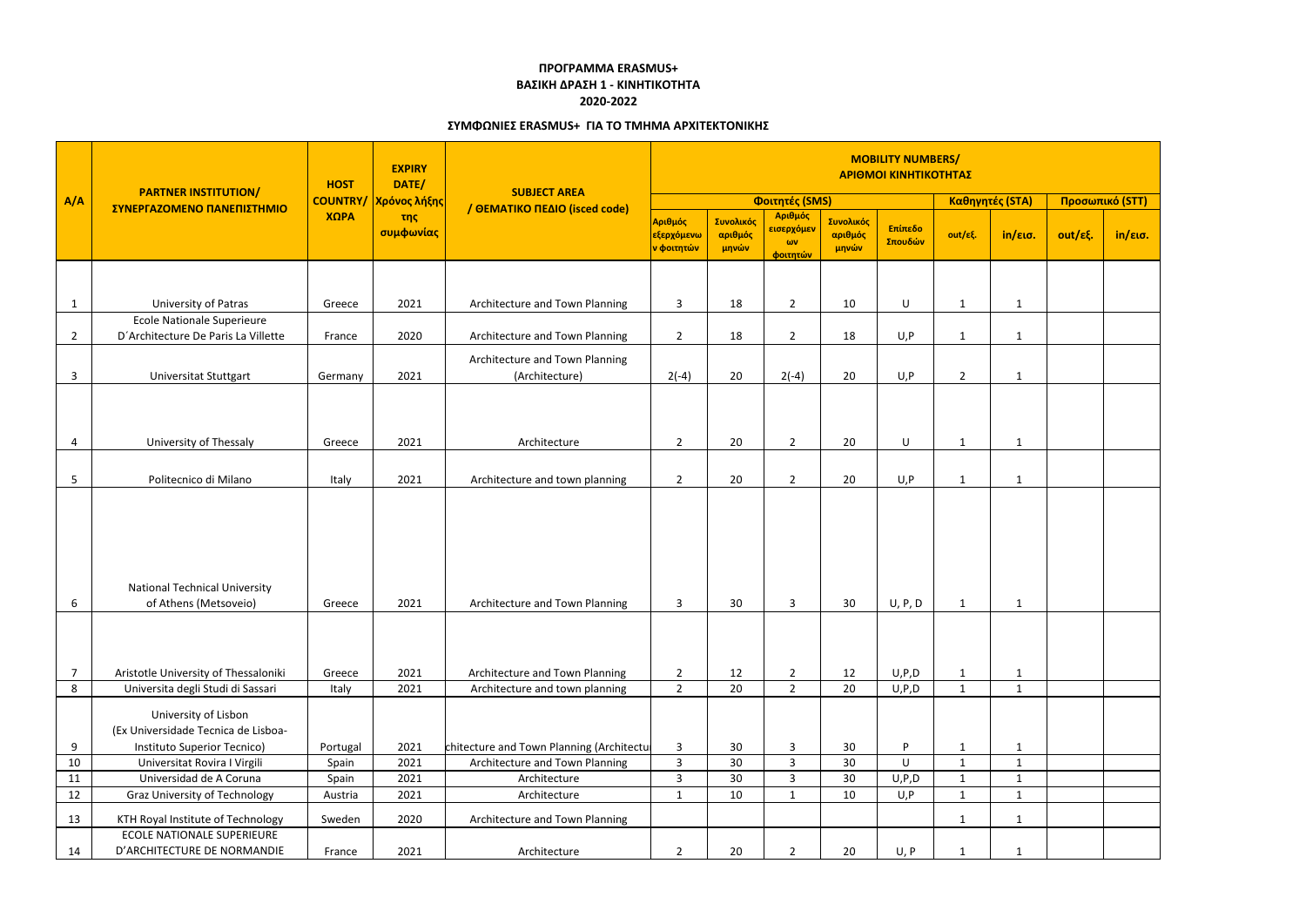**ΠΡΟΓΡΑΜΜΑ ERASMUS+**
**ΒΑΣΙΚΗ ΔΡΑΣΗ 1 - ΚΙΝΗΤΙΚΟΤΗΤΑ**
**2020-2022**

**ΣΥΜΦΩΝΙΕΣ ERASMUS+ ΓΙΑ ΤΟ ΤΜΗΜΑ ΑΡΧΙΤΕΚΤΟΝΙΚΗΣ**

| A/A | PARTNER INSTITUTION/ ΣΥΝΕΡΓΑΖΟΜΕΝΟ ΠΑΝΕΠΙΣΤΗΜΙΟ | HOST COUNTRY/ ΧΩΡΑ | EXPIRY DATE/ Χρόνος λήξης της συμφωνίας | SUBJECT AREA / ΘΕΜΑΤΙΚΟ ΠΕΔΙΟ (isced code) | MOBILITY NUMBERS/ ΑΡΙΘΜΟΙ ΚΙΝΗΤΙΚΟΤΗΤΑΣ | | | | | | | | |
|---|---|---|---|---|---|---|---|---|---|---|---|---|---|
| | | | | | Φοιτητές (SMS) | | | | | Καθηγητές (STA) | | Προσωπικό (STT) | |
| | | | | | Αριθμός εξερχόμενων φοιτητών | Συνολικός αριθμός μηνών | Αριθμός εισερχόμενων φοιτητών | Συνολικός αριθμός μηνών | Επίπεδο Σπουδών | out/εξ. | in/εισ. | out/εξ. | in/εισ. |
| 1 | University of Patras | Greece | 2021 | Architecture and Town Planning | 3 | 18 | 2 | 10 | U | 1 | 1 | | |
| 2 | Ecole Nationale Superieure D´Architecture De Paris La Villette | France | 2020 | Architecture and Town Planning | 2 | 18 | 2 | 18 | U,P | 1 | 1 | | |
| 3 | Universitat Stuttgart | Germany | 2021 | Architecture and Town Planning (Architecture) | 2(-4) | 20 | 2(-4) | 20 | U,P | 2 | 1 | | |
| 4 | University of Thessaly | Greece | 2021 | Architecture | 2 | 20 | 2 | 20 | U | 1 | 1 | | |
| 5 | Politecnico di Milano | Italy | 2021 | Architecture and town planning | 2 | 20 | 2 | 20 | U,P | 1 | 1 | | |
| 6 | National Technical University of Athens (Metsoveio) | Greece | 2021 | Architecture and Town Planning | 3 | 30 | 3 | 30 | U, P, D | 1 | 1 | | |
| 7 | Aristotle University of Thessaloniki | Greece | 2021 | Architecture and Town Planning | 2 | 12 | 2 | 12 | U,P,D | 1 | 1 | | |
| 8 | Universita degli Studi di Sassari | Italy | 2021 | Architecture and town planning | 2 | 20 | 2 | 20 | U,P,D | 1 | 1 | | |
| 9 | University of Lisbon (Ex Universidade Tecnica de Lisboa- Instituto Superior Tecnico) | Portugal | 2021 | chitecture and Town Planning (Architectu | 3 | 30 | 3 | 30 | P | 1 | 1 | | |
| 10 | Universitat Rovira I Virgili | Spain | 2021 | Architecture and Town Planning | 3 | 30 | 3 | 30 | U | 1 | 1 | | |
| 11 | Universidad de A Coruna | Spain | 2021 | Architecture | 3 | 30 | 3 | 30 | U,P,D | 1 | 1 | | |
| 12 | Graz University of Technology | Austria | 2021 | Architecture | 1 | 10 | 1 | 10 | U,P | 1 | 1 | | |
| 13 | KTH Royal Institute of Technology | Sweden | 2020 | Architecture and Town Planning | | | | | | 1 | 1 | | |
| 14 | ECOLE NATIONALE SUPERIEURE D'ARCHITECTURE DE NORMANDIE | France | 2021 | Architecture | 2 | 20 | 2 | 20 | U, P | 1 | 1 | | |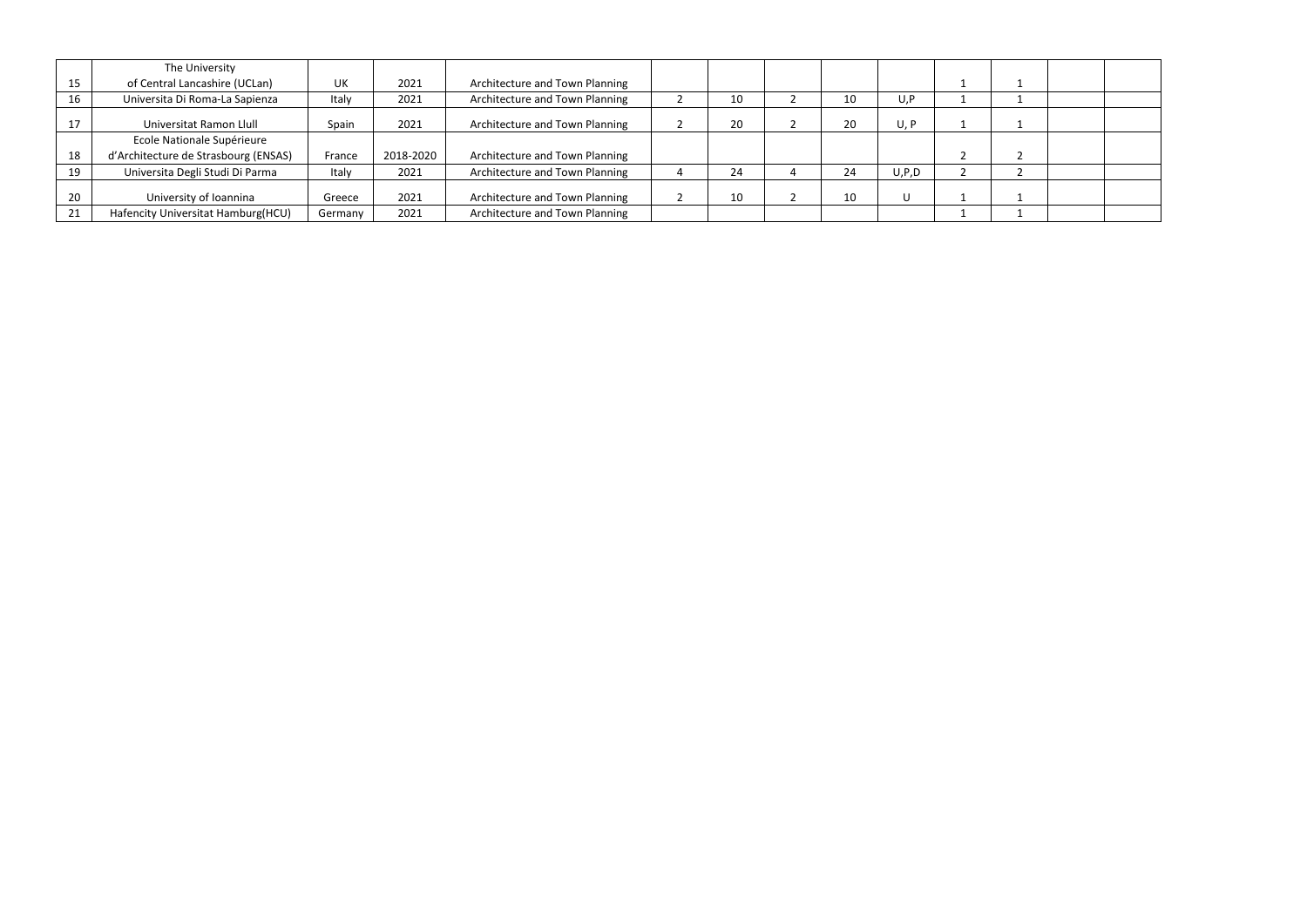| | | | | | | | | | | | | | |
|---|---|---|---|---|---|---|---|---|---|---|---|---|---|
| 15 | The University of Central Lancashire (UCLan) | UK | 2021 | Architecture and Town Planning | | | | | | 1 | 1 | | |
| 16 | Universita Di Roma-La Sapienza | Italy | 2021 | Architecture and Town Planning | 2 | 10 | 2 | 10 | U,P | 1 | 1 | | |
| 17 | Universitat Ramon Llull | Spain | 2021 | Architecture and Town Planning | 2 | 20 | 2 | 20 | U, P | 1 | 1 | | |
| 18 | Ecole Nationale Supérieure d'Architecture de Strasbourg (ENSAS) | France | 2018-2020 | Architecture and Town Planning | | | | | | 2 | 2 | | |
| 19 | Universita Degli Studi Di Parma | Italy | 2021 | Architecture and Town Planning | 4 | 24 | 4 | 24 | U,P,D | 2 | 2 | | |
| 20 | University of Ioannina | Greece | 2021 | Architecture and Town Planning | 2 | 10 | 2 | 10 | U | 1 | 1 | | |
| 21 | Hafencity Universitat Hamburg(HCU) | Germany | 2021 | Architecture and Town Planning | | | | | | 1 | 1 | | |